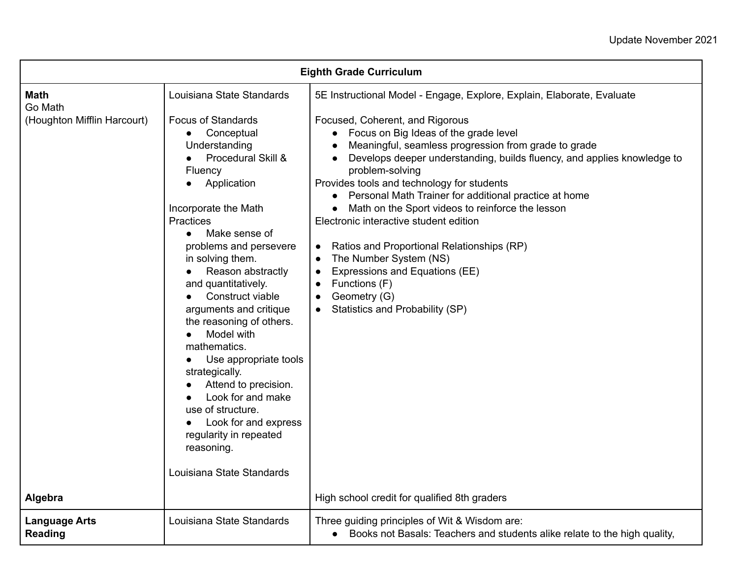Update November 2021

| Eighth Grade Curriculum | | |
|---|---|---|
| **Math**<br>Go Math<br>(Houghton Mifflin Harcourt) | Louisiana State Standards<br><br>Focus of Standards<br>● Conceptual Understanding<br>● Procedural Skill & Fluency<br>● Application<br><br>Incorporate the Math Practices<br>● Make sense of problems and persevere in solving them.<br>● Reason abstractly and quantitatively.<br>● Construct viable arguments and critique the reasoning of others.<br>● Model with mathematics.<br>● Use appropriate tools strategically.<br>● Attend to precision.<br>● Look for and make use of structure.<br>● Look for and express regularity in repeated reasoning.<br><br>Louisiana State Standards | 5E Instructional Model - Engage, Explore, Explain, Elaborate, Evaluate<br><br>Focused, Coherent, and Rigorous<br>● Focus on Big Ideas of the grade level<br>● Meaningful, seamless progression from grade to grade<br>● Develops deeper understanding, builds fluency, and applies knowledge to problem-solving<br>Provides tools and technology for students<br>● Personal Math Trainer for additional practice at home<br>● Math on the Sport videos to reinforce the lesson<br>Electronic interactive student edition<br><br>● Ratios and Proportional Relationships (RP)<br>● The Number System (NS)<br>● Expressions and Equations (EE)<br>● Functions (F)<br>● Geometry (G)<br>● Statistics and Probability (SP) |
| **Algebra** | | High school credit for qualified 8th graders |
| **Language Arts**<br>**Reading** | Louisiana State Standards | Three guiding principles of Wit & Wisdom are:<br>● Books not Basals: Teachers and students alike relate to the high quality, |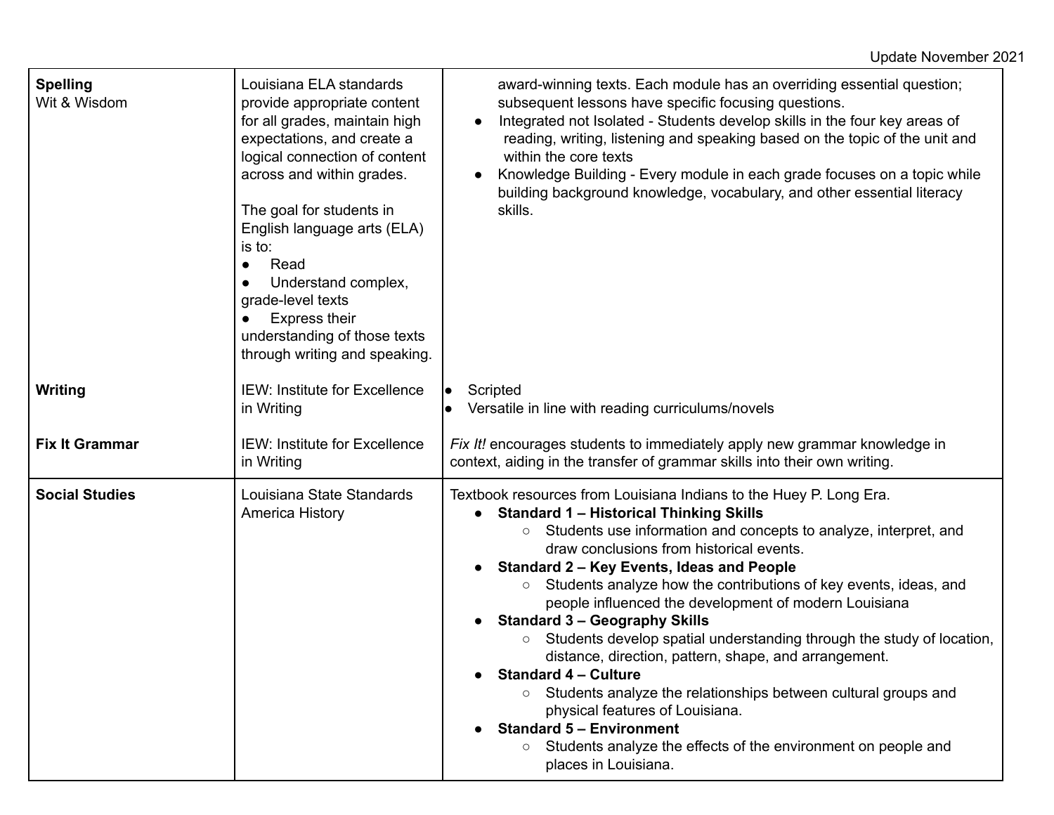| | | |
|---|---|---|
| **Spelling**<br>Wit & Wisdom | Louisiana ELA standards provide appropriate content for all grades, maintain high expectations, and create a logical connection of content across and within grades.<br><br>The goal for students in English language arts (ELA) is to:<br>● Read<br>● Understand complex, grade-level texts<br>● Express their understanding of those texts through writing and speaking. | award-winning texts. Each module has an overriding essential question; subsequent lessons have specific focusing questions.<br>● Integrated not Isolated - Students develop skills in the four key areas of reading, writing, listening and speaking based on the topic of the unit and within the core texts<br>● Knowledge Building - Every module in each grade focuses on a topic while building background knowledge, vocabulary, and other essential literacy skills. |
| **Writing** | IEW: Institute for Excellence in Writing | ● Scripted<br>● Versatile in line with reading curriculums/novels |
| **Fix It Grammar** | IEW: Institute for Excellence in Writing | *Fix It!* encourages students to immediately apply new grammar knowledge in context, aiding in the transfer of grammar skills into their own writing. |
| **Social Studies** | Louisiana State Standards America History | Textbook resources from Louisiana Indians to the Huey P. Long Era.<br>● **Standard 1 – Historical Thinking Skills**<br>○ Students use information and concepts to analyze, interpret, and draw conclusions from historical events.<br>● **Standard 2 – Key Events, Ideas and People**<br>○ Students analyze how the contributions of key events, ideas, and people influenced the development of modern Louisiana<br>● **Standard 3 – Geography Skills**<br>○ Students develop spatial understanding through the study of location, distance, direction, pattern, shape, and arrangement.<br>● **Standard 4 – Culture**<br>○ Students analyze the relationships between cultural groups and physical features of Louisiana.<br>● **Standard 5 – Environment**<br>○ Students analyze the effects of the environment on people and places in Louisiana. |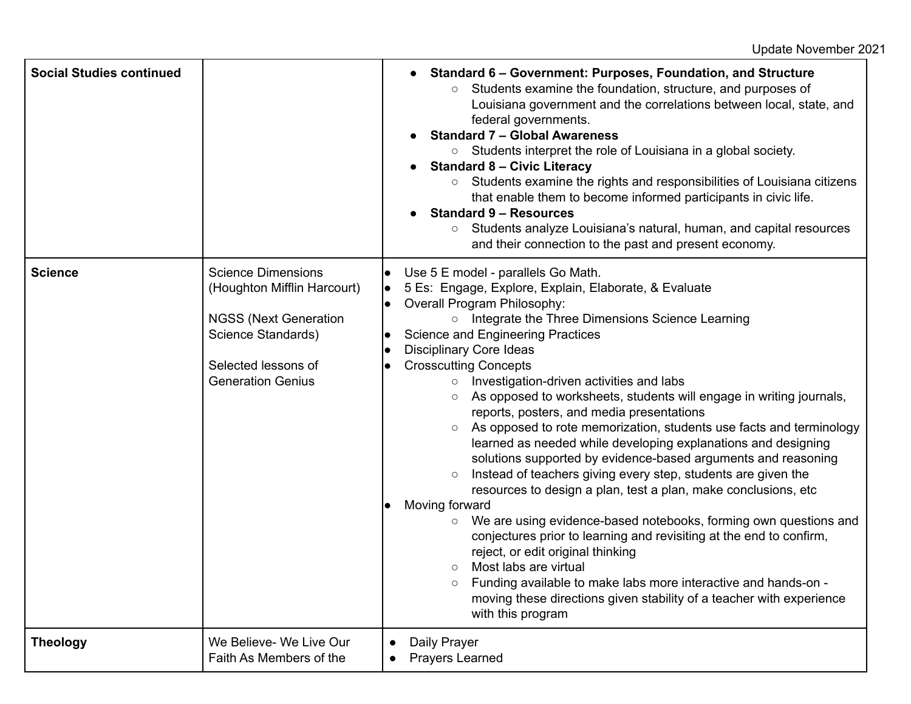| | | |
|---|---|---|
| **Social Studies continued** | | <ul><li>**Standard 6 – Government: Purposes, Foundation, and Structure**<ul><li>Students examine the foundation, structure, and purposes of Louisiana government and the correlations between local, state, and federal governments.</li></ul></li><li>**Standard 7 – Global Awareness**<ul><li>Students interpret the role of Louisiana in a global society.</li></ul></li><li>**Standard 8 – Civic Literacy**<ul><li>Students examine the rights and responsibilities of Louisiana citizens that enable them to become informed participants in civic life.</li></ul></li><li>**Standard 9 – Resources**<ul><li>Students analyze Louisiana's natural, human, and capital resources and their connection to the past and present economy.</li></ul></li></ul> |
| **Science** | Science Dimensions (Houghton Mifflin Harcourt)<br><br>NGSS (Next Generation Science Standards)<br><br>Selected lessons of Generation Genius | <ul><li>Use 5 E model - parallels Go Math.</li><li>5 Es: Engage, Explore, Explain, Elaborate, & Evaluate</li><li>Overall Program Philosophy:<ul><li>Integrate the Three Dimensions Science Learning</li></ul></li><li>Science and Engineering Practices</li><li>Disciplinary Core Ideas</li><li>Crosscutting Concepts<ul><li>Investigation-driven activities and labs</li><li>As opposed to worksheets, students will engage in writing journals, reports, posters, and media presentations</li><li>As opposed to rote memorization, students use facts and terminology learned as needed while developing explanations and designing solutions supported by evidence-based arguments and reasoning</li><li>Instead of teachers giving every step, students are given the resources to design a plan, test a plan, make conclusions, etc</li></ul></li><li>Moving forward<ul><li>We are using evidence-based notebooks, forming own questions and conjectures prior to learning and revisiting at the end to confirm, reject, or edit original thinking</li><li>Most labs are virtual</li><li>Funding available to make labs more interactive and hands-on - moving these directions given stability of a teacher with experience with this program</li></ul></li></ul> |
| **Theology** | We Believe- We Live Our Faith As Members of the | <ul><li>Daily Prayer</li><li>Prayers Learned</li></ul> |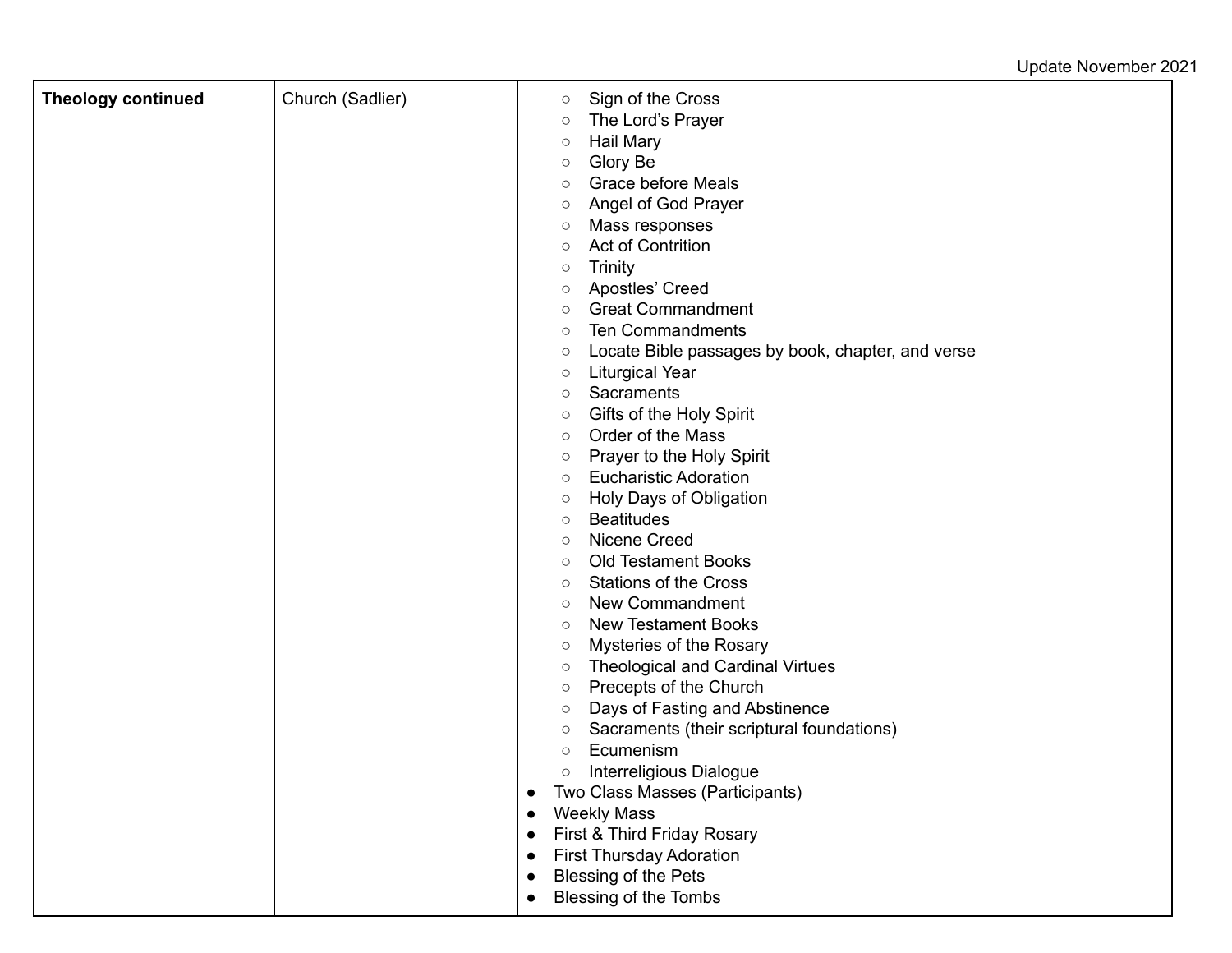| Theology continued | Church (Sadlier) | ○ Sign of the Cross<br>○ The Lord's Prayer<br>○ Hail Mary<br>○ Glory Be<br>○ Grace before Meals<br>○ Angel of God Prayer<br>○ Mass responses<br>○ Act of Contrition<br>○ Trinity<br>○ Apostles' Creed<br>○ Great Commandment<br>○ Ten Commandments<br>○ Locate Bible passages by book, chapter, and verse<br>○ Liturgical Year<br>○ Sacraments<br>○ Gifts of the Holy Spirit<br>○ Order of the Mass<br>○ Prayer to the Holy Spirit<br>○ Eucharistic Adoration<br>○ Holy Days of Obligation<br>○ Beatitudes<br>○ Nicene Creed<br>○ Old Testament Books<br>○ Stations of the Cross<br>○ New Commandment<br>○ New Testament Books<br>○ Mysteries of the Rosary<br>○ Theological and Cardinal Virtues<br>○ Precepts of the Church<br>○ Days of Fasting and Abstinence<br>○ Sacraments (their scriptural foundations)<br>○ Ecumenism<br>○ Interreligious Dialogue<br>● Two Class Masses (Participants)<br>● Weekly Mass<br>● First & Third Friday Rosary<br>● First Thursday Adoration<br>● Blessing of the Pets<br>● Blessing of the Tombs |
|---|---|---|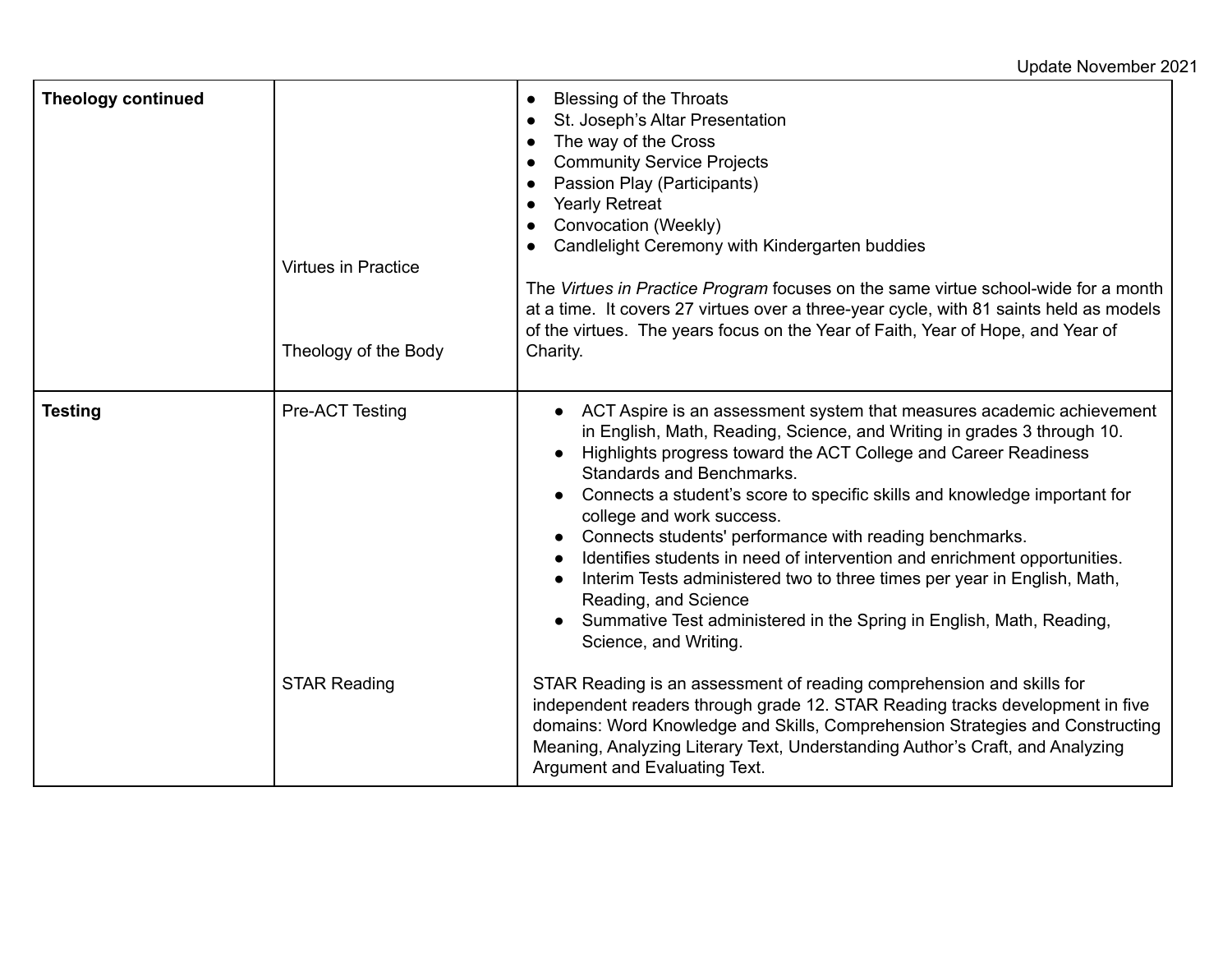| Theology continued | Virtues in Practice<br><br>Theology of the Body | <ul><li>Blessing of the Throats</li><li>St. Joseph's Altar Presentation</li><li>The way of the Cross</li><li>Community Service Projects</li><li>Passion Play (Participants)</li><li>Yearly Retreat</li><li>Convocation (Weekly)</li><li>Candlelight Ceremony with Kindergarten buddies</li></ul>The *Virtues in Practice Program* focuses on the same virtue school-wide for a month at a time. It covers 27 virtues over a three-year cycle, with 81 saints held as models of the virtues. The years focus on the Year of Faith, Year of Hope, and Year of Charity. |
|---|---|---|
| **Testing** | Pre-ACT Testing<br><br>STAR Reading | <ul><li>ACT Aspire is an assessment system that measures academic achievement in English, Math, Reading, Science, and Writing in grades 3 through 10.</li><li>Highlights progress toward the ACT College and Career Readiness Standards and Benchmarks.</li><li>Connects a student's score to specific skills and knowledge important for college and work success.</li><li>Connects students' performance with reading benchmarks.</li><li>Identifies students in need of intervention and enrichment opportunities.</li><li>Interim Tests administered two to three times per year in English, Math, Reading, and Science</li><li>Summative Test administered in the Spring in English, Math, Reading, Science, and Writing.</li></ul>STAR Reading is an assessment of reading comprehension and skills for independent readers through grade 12. STAR Reading tracks development in five domains: Word Knowledge and Skills, Comprehension Strategies and Constructing Meaning, Analyzing Literary Text, Understanding Author's Craft, and Analyzing Argument and Evaluating Text. |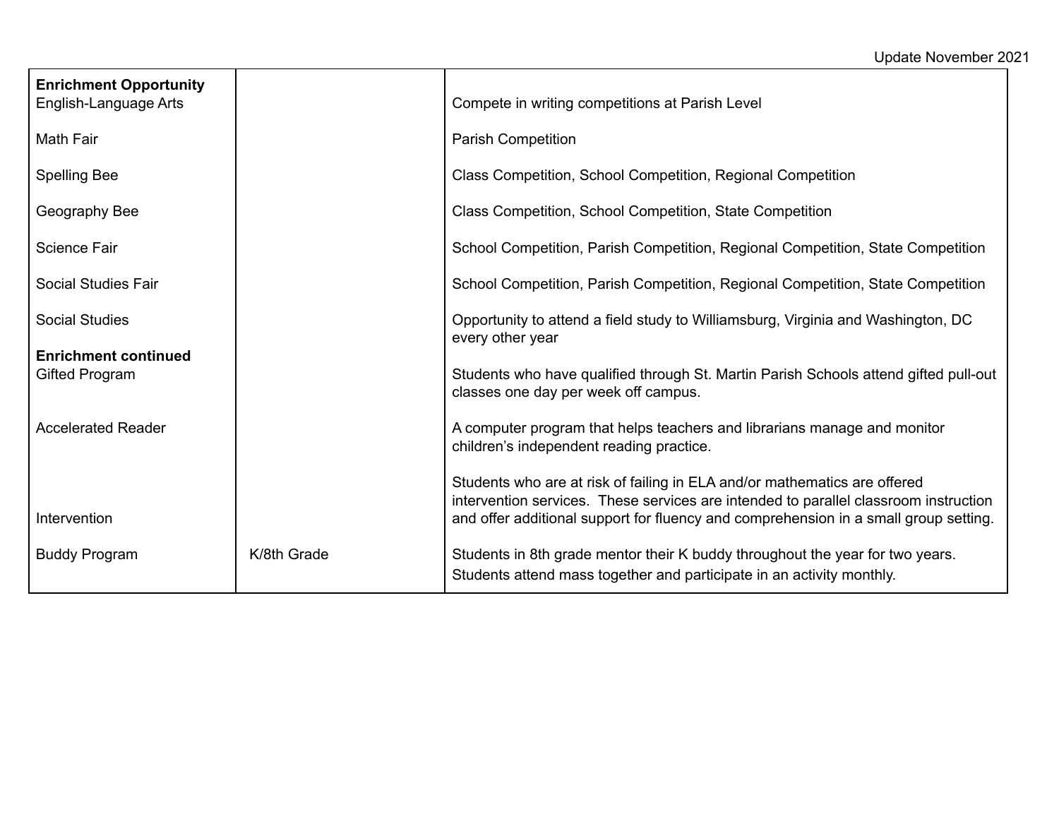Update November 2021

| | | |
|---|---|---|
| **Enrichment Opportunity**<br>English-Language Arts | | Compete in writing competitions at Parish Level |
| Math Fair | | Parish Competition |
| Spelling Bee | | Class Competition, School Competition, Regional Competition |
| Geography Bee | | Class Competition, School Competition, State Competition |
| Science Fair | | School Competition, Parish Competition, Regional Competition, State Competition |
| Social Studies Fair | | School Competition, Parish Competition, Regional Competition, State Competition |
| Social Studies | | Opportunity to attend a field study to Williamsburg, Virginia and Washington, DC every other year |
| **Enrichment continued**<br>Gifted Program | | Students who have qualified through St. Martin Parish Schools attend gifted pull-out classes one day per week off campus. |
| Accelerated Reader | | A computer program that helps teachers and librarians manage and monitor children's independent reading practice. |
| Intervention | | Students who are at risk of failing in ELA and/or mathematics are offered intervention services. These services are intended to parallel classroom instruction and offer additional support for fluency and comprehension in a small group setting. |
| Buddy Program | K/8th Grade | Students in 8th grade mentor their K buddy throughout the year for two years. Students attend mass together and participate in an activity monthly. |